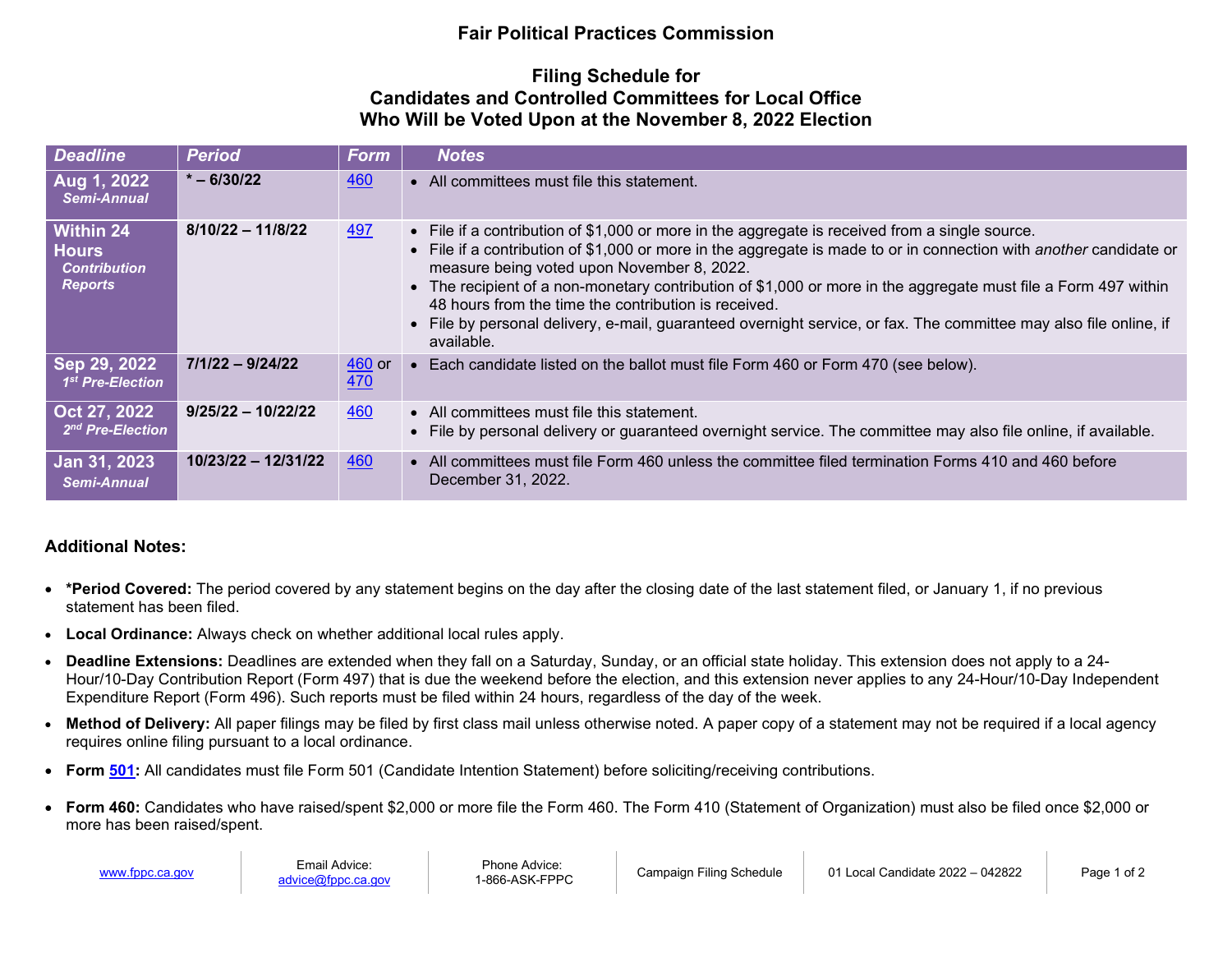# Fair Political Practices Commission

## Filing Schedule for Candidates and Controlled Committees for Local Office Who Will be Voted Upon at the November 8, 2022 Election

| Deadline | Period | Form | Notes |
|---|---|---|---|
| **Aug 1, 2022** *Semi-Annual* | **\* – 6/30/22** | 460 | • All committees must file this statement. |
| **Within 24 Hours** *Contribution Reports* | **8/10/22 – 11/8/22** | 497 | • File if a contribution of $1,000 or more in the aggregate is received from a single source.<br>• File if a contribution of $1,000 or more in the aggregate is made to or in connection with *another* candidate or measure being voted upon November 8, 2022.<br>• The recipient of a non-monetary contribution of $1,000 or more in the aggregate must file a Form 497 within 48 hours from the time the contribution is received.<br>• File by personal delivery, e-mail, guaranteed overnight service, or fax. The committee may also file online, if available. |
| **Sep 29, 2022** *1st Pre-Election* | **7/1/22 – 9/24/22** | 460 or 470 | • Each candidate listed on the ballot must file Form 460 or Form 470 (see below). |
| **Oct 27, 2022** *2nd Pre-Election* | **9/25/22 – 10/22/22** | 460 | • All committees must file this statement.<br>• File by personal delivery or guaranteed overnight service. The committee may also file online, if available. |
| **Jan 31, 2023** *Semi-Annual* | **10/23/22 – 12/31/22** | 460 | • All committees must file Form 460 unless the committee filed termination Forms 410 and 460 before December 31, 2022. |

### Additional Notes:

- **\*Period Covered:** The period covered by any statement begins on the day after the closing date of the last statement filed, or January 1, if no previous statement has been filed.
- **Local Ordinance:** Always check on whether additional local rules apply.
- **Deadline Extensions:** Deadlines are extended when they fall on a Saturday, Sunday, or an official state holiday. This extension does not apply to a 24-Hour/10-Day Contribution Report (Form 497) that is due the weekend before the election, and this extension never applies to any 24-Hour/10-Day Independent Expenditure Report (Form 496). Such reports must be filed within 24 hours, regardless of the day of the week.
- **Method of Delivery:** All paper filings may be filed by first class mail unless otherwise noted. A paper copy of a statement may not be required if a local agency requires online filing pursuant to a local ordinance.
- **Form 501:** All candidates must file Form 501 (Candidate Intention Statement) before soliciting/receiving contributions.
- **Form 460:** Candidates who have raised/spent $2,000 or more file the Form 460. The Form 410 (Statement of Organization) must also be filed once $2,000 or more has been raised/spent.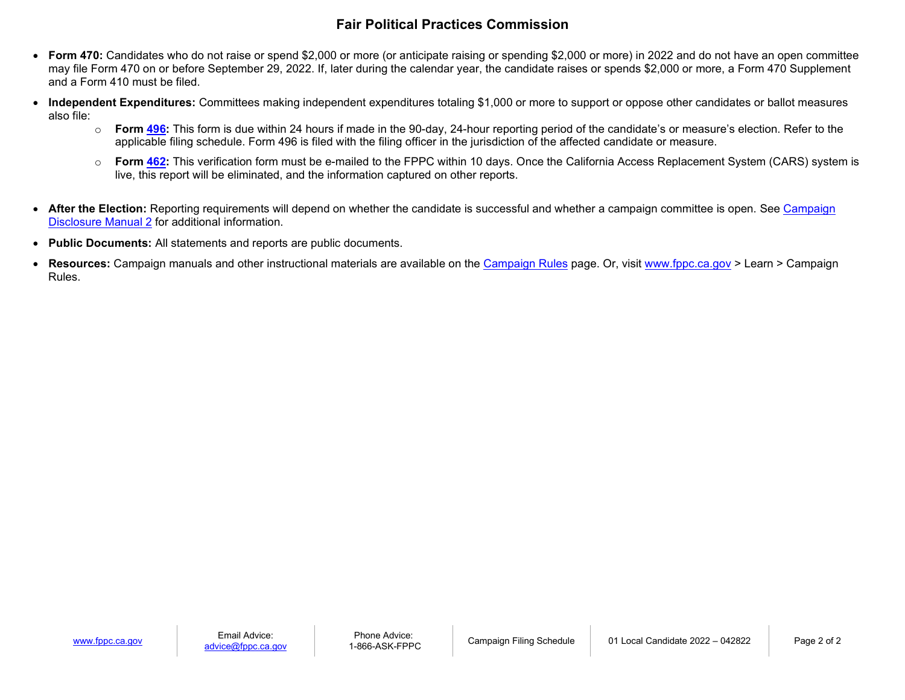## Fair Political Practices Commission

- **Form 470:** Candidates who do not raise or spend $2,000 or more (or anticipate raising or spending $2,000 or more) in 2022 and do not have an open committee may file Form 470 on or before September 29, 2022. If, later during the calendar year, the candidate raises or spends $2,000 or more, a Form 470 Supplement and a Form 410 must be filed.
- **Independent Expenditures:** Committees making independent expenditures totaling $1,000 or more to support or oppose other candidates or ballot measures also file:
  - **Form 496:** This form is due within 24 hours if made in the 90-day, 24-hour reporting period of the candidate's or measure's election. Refer to the applicable filing schedule. Form 496 is filed with the filing officer in the jurisdiction of the affected candidate or measure.
  - **Form 462:** This verification form must be e-mailed to the FPPC within 10 days. Once the California Access Replacement System (CARS) system is live, this report will be eliminated, and the information captured on other reports.
- **After the Election:** Reporting requirements will depend on whether the candidate is successful and whether a campaign committee is open. See Campaign Disclosure Manual 2 for additional information.
- **Public Documents:** All statements and reports are public documents.
- **Resources:** Campaign manuals and other instructional materials are available on the Campaign Rules page. Or, visit www.fppc.ca.gov > Learn > Campaign Rules.